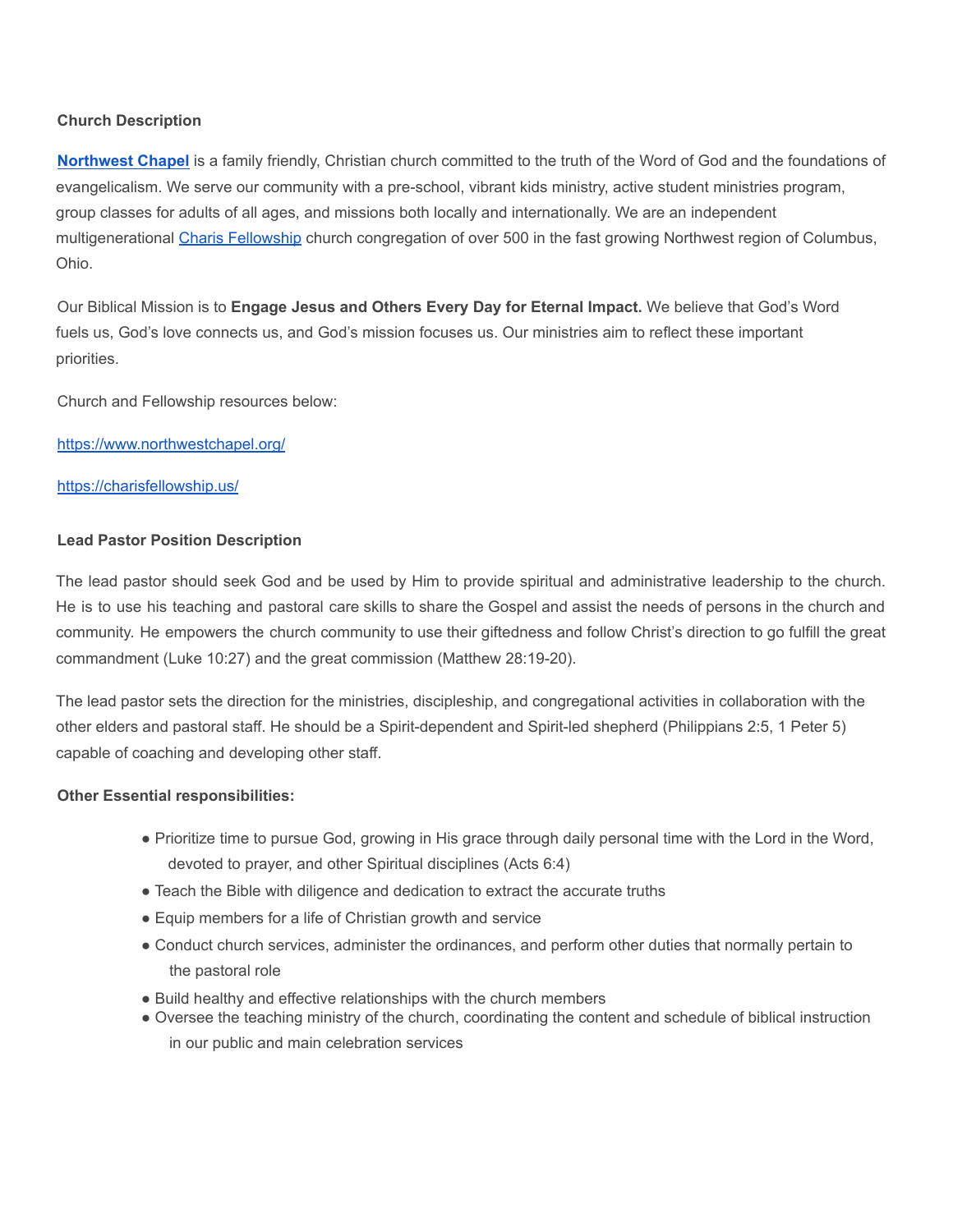**Church Description**

**[Northwest Chapel](https://www.northwestchapel.org/)** is a family friendly, Christian church committed to the truth of the Word of God and the foundations of evangelicalism. We serve our community with a pre-school, vibrant kids ministry, active student ministries program, group classes for adults of all ages, and missions both locally and internationally. We are an independent multigenerational [Charis Fellowship](https://charisfellowship.us/) church congregation of over 500 in the fast growing Northwest region of Columbus, Ohio.

Our Biblical Mission is to **Engage Jesus and Others Every Day for Eternal Impact.** We believe that God's Word fuels us, God's love connects us, and God's mission focuses us. Our ministries aim to reflect these important priorities.

Church and Fellowship resources below:

https://www.northwestchapel.org/

https://charisfellowship.us/

**Lead Pastor Position Description**

The lead pastor should seek God and be used by Him to provide spiritual and administrative leadership to the church. He is to use his teaching and pastoral care skills to share the Gospel and assist the needs of persons in the church and community. He empowers the church community to use their giftedness and follow Christ's direction to go fulfill the great commandment (Luke 10:27) and the great commission (Matthew 28:19-20).

The lead pastor sets the direction for the ministries, discipleship, and congregational activities in collaboration with the other elders and pastoral staff. He should be a Spirit-dependent and Spirit-led shepherd (Philippians 2:5, 1 Peter 5) capable of coaching and developing other staff.

**Other Essential responsibilities:**

- Prioritize time to pursue God, growing in His grace through daily personal time with the Lord in the Word, devoted to prayer, and other Spiritual disciplines (Acts 6:4)
- Teach the Bible with diligence and dedication to extract the accurate truths
- Equip members for a life of Christian growth and service
- Conduct church services, administer the ordinances, and perform other duties that normally pertain to the pastoral role
- Build healthy and effective relationships with the church members
- Oversee the teaching ministry of the church, coordinating the content and schedule of biblical instruction in our public and main celebration services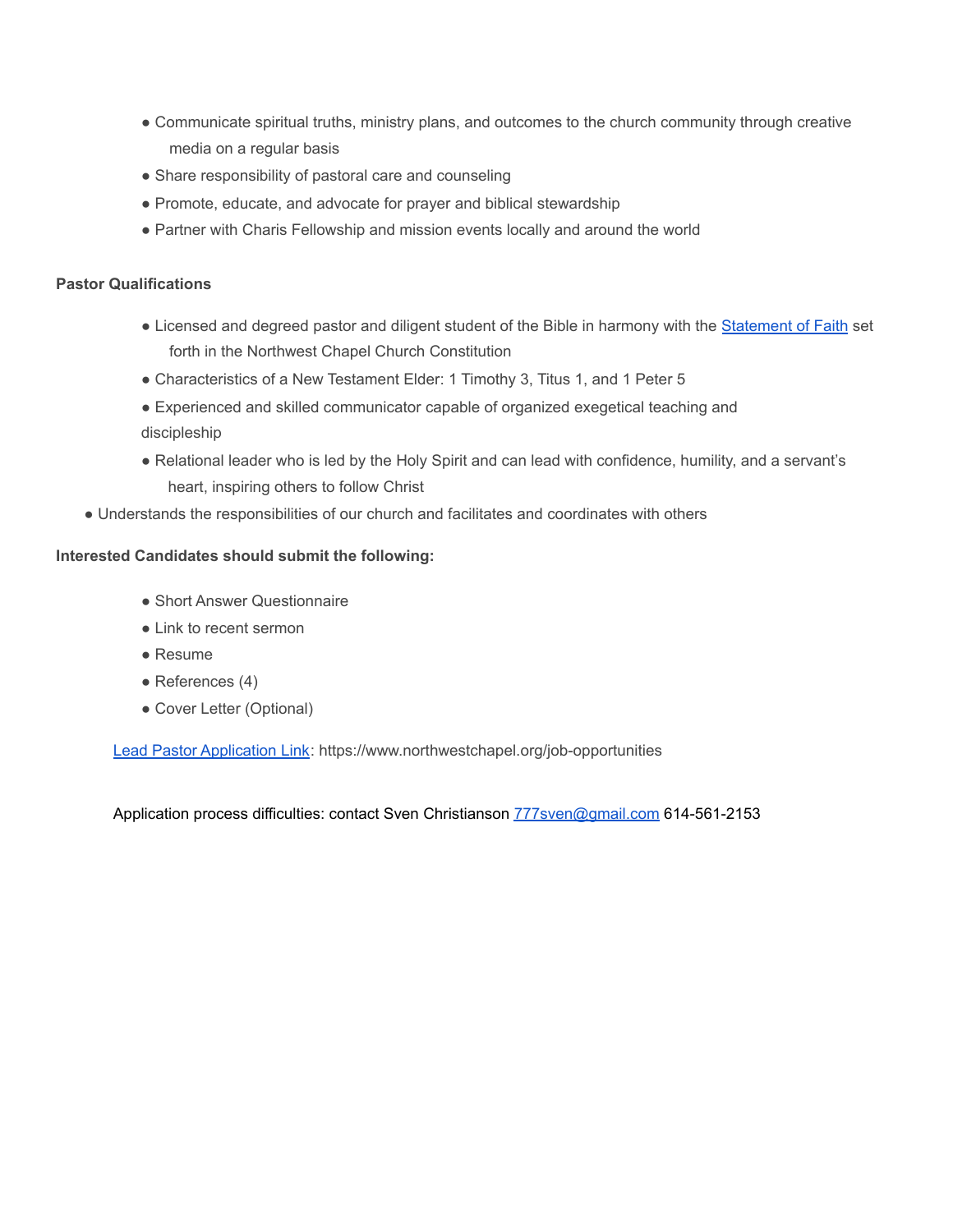- Communicate spiritual truths, ministry plans, and outcomes to the church community through creative media on a regular basis
- Share responsibility of pastoral care and counseling
- Promote, educate, and advocate for prayer and biblical stewardship
- Partner with Charis Fellowship and mission events locally and around the world

**Pastor Qualifications**

- Licensed and degreed pastor and diligent student of the Bible in harmony with the [Statement of Faith]() set forth in the Northwest Chapel Church Constitution
- Characteristics of a New Testament Elder: 1 Timothy 3, Titus 1, and 1 Peter 5
- Experienced and skilled communicator capable of organized exegetical teaching and discipleship
- Relational leader who is led by the Holy Spirit and can lead with confidence, humility, and a servant's heart, inspiring others to follow Christ
- Understands the responsibilities of our church and facilitates and coordinates with others

**Interested Candidates should submit the following:**

- Short Answer Questionnaire
- Link to recent sermon
- Resume
- References (4)
- Cover Letter (Optional)

[Lead Pastor Application Link](https://www.northwestchapel.org/job-opportunities): https://www.northwestchapel.org/job-opportunities

Application process difficulties: contact Sven Christianson [777sven@gmail.com](mailto:777sven@gmail.com) 614-561-2153